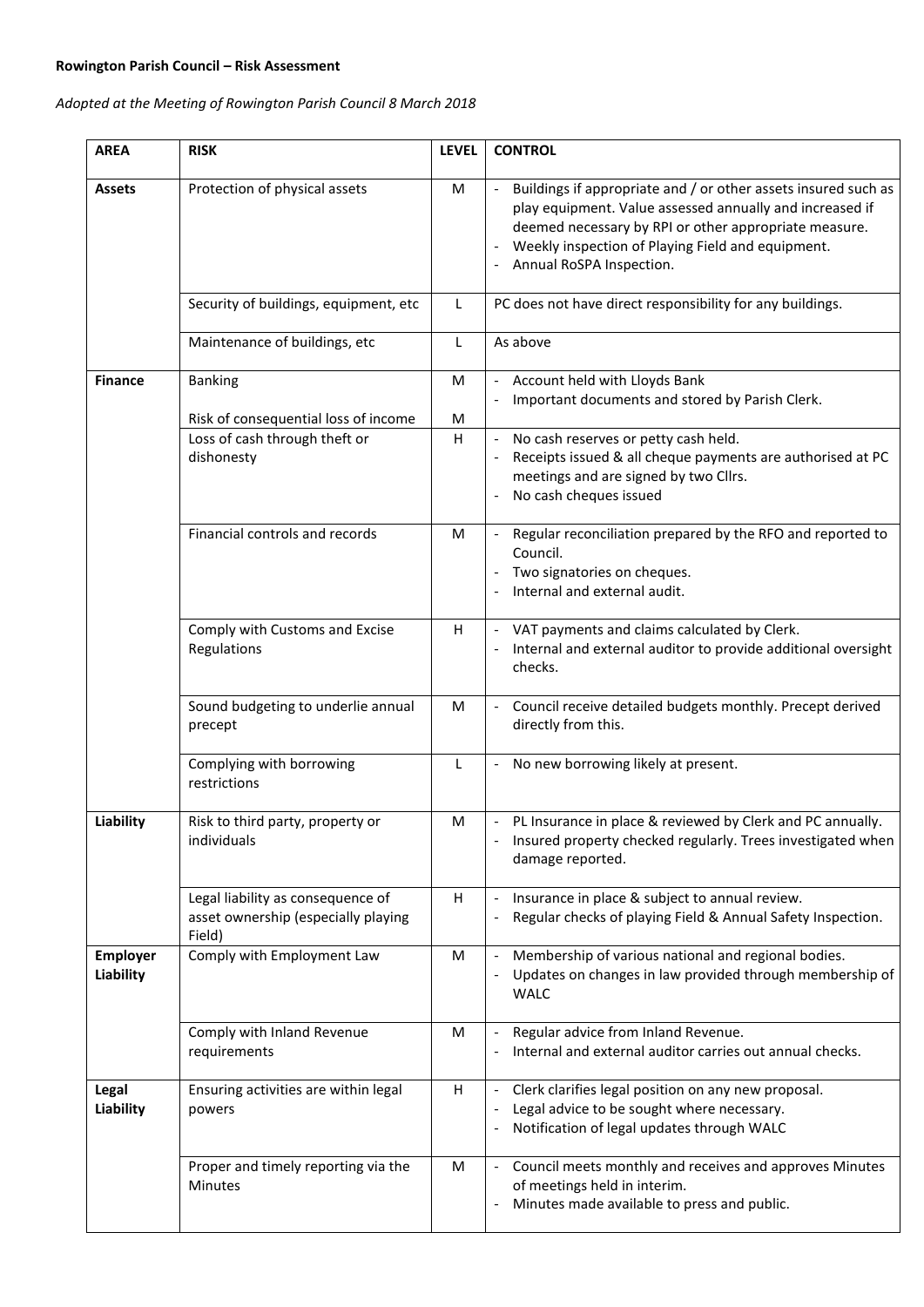**Rowington Parish Council – Risk Assessment**

*Adopted at the Meeting of Rowington Parish Council 8 March 2018*

| AREA | RISK | LEVEL | CONTROL |
|---|---|---|---|
| **Assets** | Protection of physical assets | M | - Buildings if appropriate and / or other assets insured such as play equipment. Value assessed annually and increased if deemed necessary by RPI or other appropriate measure.<br>- Weekly inspection of Playing Field and equipment.<br>- Annual RoSPA Inspection. |
| | Security of buildings, equipment, etc | L | PC does not have direct responsibility for any buildings. |
| | Maintenance of buildings, etc | L | As above |
| **Finance** | Banking<br><br>Risk of consequential loss of income | M<br><br>M | - Account held with Lloyds Bank<br>- Important documents and stored by Parish Clerk. |
| | Loss of cash through theft or dishonesty | H | - No cash reserves or petty cash held.<br>- Receipts issued & all cheque payments are authorised at PC meetings and are signed by two Cllrs.<br>- No cash cheques issued |
| | Financial controls and records | M | - Regular reconciliation prepared by the RFO and reported to Council.<br>- Two signatories on cheques.<br>- Internal and external audit. |
| | Comply with Customs and Excise Regulations | H | - VAT payments and claims calculated by Clerk.<br>- Internal and external auditor to provide additional oversight checks. |
| | Sound budgeting to underlie annual precept | M | - Council receive detailed budgets monthly. Precept derived directly from this. |
| | Complying with borrowing restrictions | L | - No new borrowing likely at present. |
| **Liability** | Risk to third party, property or individuals | M | - PL Insurance in place & reviewed by Clerk and PC annually.<br>- Insured property checked regularly. Trees investigated when damage reported. |
| | Legal liability as consequence of asset ownership (especially playing Field) | H | - Insurance in place & subject to annual review.<br>- Regular checks of playing Field & Annual Safety Inspection. |
| **Employer Liability** | Comply with Employment Law | M | - Membership of various national and regional bodies.<br>- Updates on changes in law provided through membership of WALC |
| | Comply with Inland Revenue requirements | M | - Regular advice from Inland Revenue.<br>- Internal and external auditor carries out annual checks. |
| **Legal Liability** | Ensuring activities are within legal powers | H | - Clerk clarifies legal position on any new proposal.<br>- Legal advice to be sought where necessary.<br>- Notification of legal updates through WALC |
| | Proper and timely reporting via the Minutes | M | - Council meets monthly and receives and approves Minutes of meetings held in interim.<br>- Minutes made available to press and public. |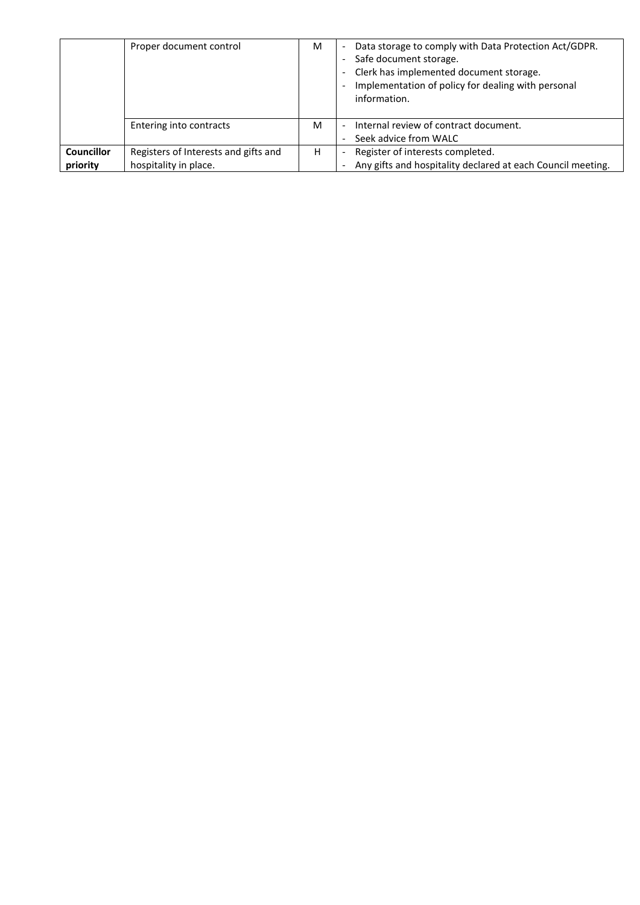| | | | |
|---|---|---|---|
| | Proper document control | M | - Data storage to comply with Data Protection Act/GDPR.<br>- Safe document storage.<br>- Clerk has implemented document storage.<br>- Implementation of policy for dealing with personal information. |
| | Entering into contracts | M | - Internal review of contract document.<br>- Seek advice from WALC |
| **Councillor priority** | Registers of Interests and gifts and hospitality in place. | H | - Register of interests completed.<br>- Any gifts and hospitality declared at each Council meeting. |